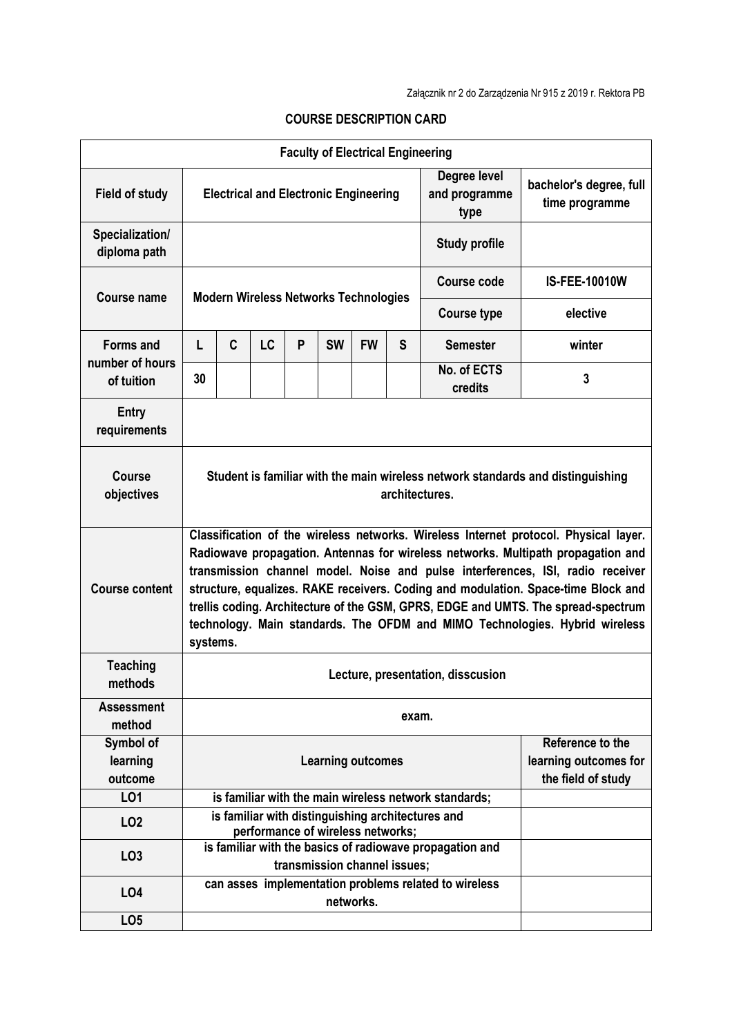Załącznik nr 2 do Zarządzenia Nr 915 z 2019 r. Rektora PB

# COURSE DESCRIPTION CARD

| Faculty of Electrical Engineering | | | | | | | | | |
|---|---|---|---|---|---|---|---|---|---|
| **Field of study** | Electrical and Electronic Engineering | | | | | | | **Degree level and programme type** | bachelor's degree, full time programme |
| **Specialization/ diploma path** | | | | | | | | **Study profile** | |
| **Course name** | Modern Wireless Networks Technologies | | | | | | | **Course code** | IS-FEE-10010W |
| | | | | | | | | **Course type** | elective |
| **Forms and number of hours of tuition** | L | C | LC | P | SW | FW | S | **Semester** | winter |
| | 30 | | | | | | | **No. of ECTS credits** | 3 |
| **Entry requirements** | | | | | | | | | |
| **Course objectives** | Student is familiar with the main wireless network standards and distinguishing architectures. | | | | | | | | |
| **Course content** | Classification of the wireless networks. Wireless Internet protocol. Physical layer. Radiowave propagation. Antennas for wireless networks. Multipath propagation and transmission channel model. Noise and pulse interferences, ISI, radio receiver structure, equalizes. RAKE receivers. Coding and modulation. Space-time Block and trellis coding. Architecture of the GSM, GPRS, EDGE and UMTS. The spread-spectrum technology. Main standards. The OFDM and MIMO Technologies. Hybrid wireless systems. | | | | | | | | |
| **Teaching methods** | Lecture, presentation, disscusion | | | | | | | | |
| **Assessment method** | exam. | | | | | | | | |
| **Symbol of learning outcome** | Learning outcomes | | | | | | | | Reference to the learning outcomes for the field of study |
| **LO1** | is familiar with the main wireless network standards; | | | | | | | | |
| **LO2** | is familiar with distinguishing architectures and performance of wireless networks; | | | | | | | | |
| **LO3** | is familiar with the basics of radiowave propagation and transmission channel issues; | | | | | | | | |
| **LO4** | can asses implementation problems related to wireless networks. | | | | | | | | |
| **LO5** | | | | | | | | | |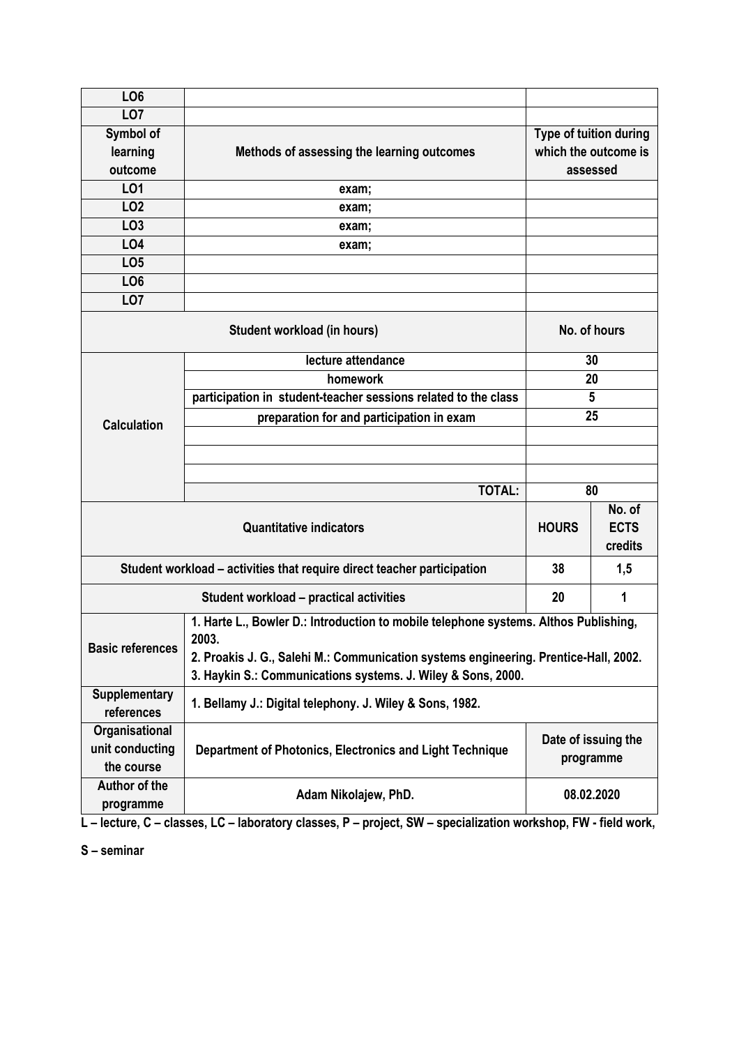| | | |
|---|---|---|
| LO6 | | |
| LO7 | | |

| Symbol of learning outcome | Methods of assessing the learning outcomes | Type of tuition during which the outcome is assessed |
|---|---|---|
| LO1 | exam; | |
| LO2 | exam; | |
| LO3 | exam; | |
| LO4 | exam; | |
| LO5 | | |
| LO6 | | |
| LO7 | | |

| Student workload (in hours) | | No. of hours |
|---|---|---|
| Calculation | lecture attendance | 30 |
| | homework | 20 |
| | participation in student-teacher sessions related to the class | 5 |
| | preparation for and participation in exam | 25 |
| | | |
| | | |
| | | |
| | TOTAL: | 80 |

| Quantitative indicators | HOURS | No. of ECTS credits |
|---|---|---|
| Student workload – activities that require direct teacher participation | 38 | 1,5 |
| Student workload – practical activities | 20 | 1 |

| | |
|---|---|
| Basic references | 1. Harte L., Bowler D.: Introduction to mobile telephone systems. Althos Publishing, 2003.<br>2. Proakis J. G., Salehi M.: Communication systems engineering. Prentice-Hall, 2002.<br>3. Haykin S.: Communications systems. J. Wiley & Sons, 2000. |
| Supplementary references | 1. Bellamy J.: Digital telephony. J. Wiley & Sons, 1982. |

| | | |
|---|---|---|
| Organisational unit conducting the course | Department of Photonics, Electronics and Light Technique | Date of issuing the programme |
| Author of the programme | Adam Nikolajew, PhD. | 08.02.2020 |

**L – lecture, C – classes, LC – laboratory classes, P – project, SW – specialization workshop, FW - field work, S – seminar**